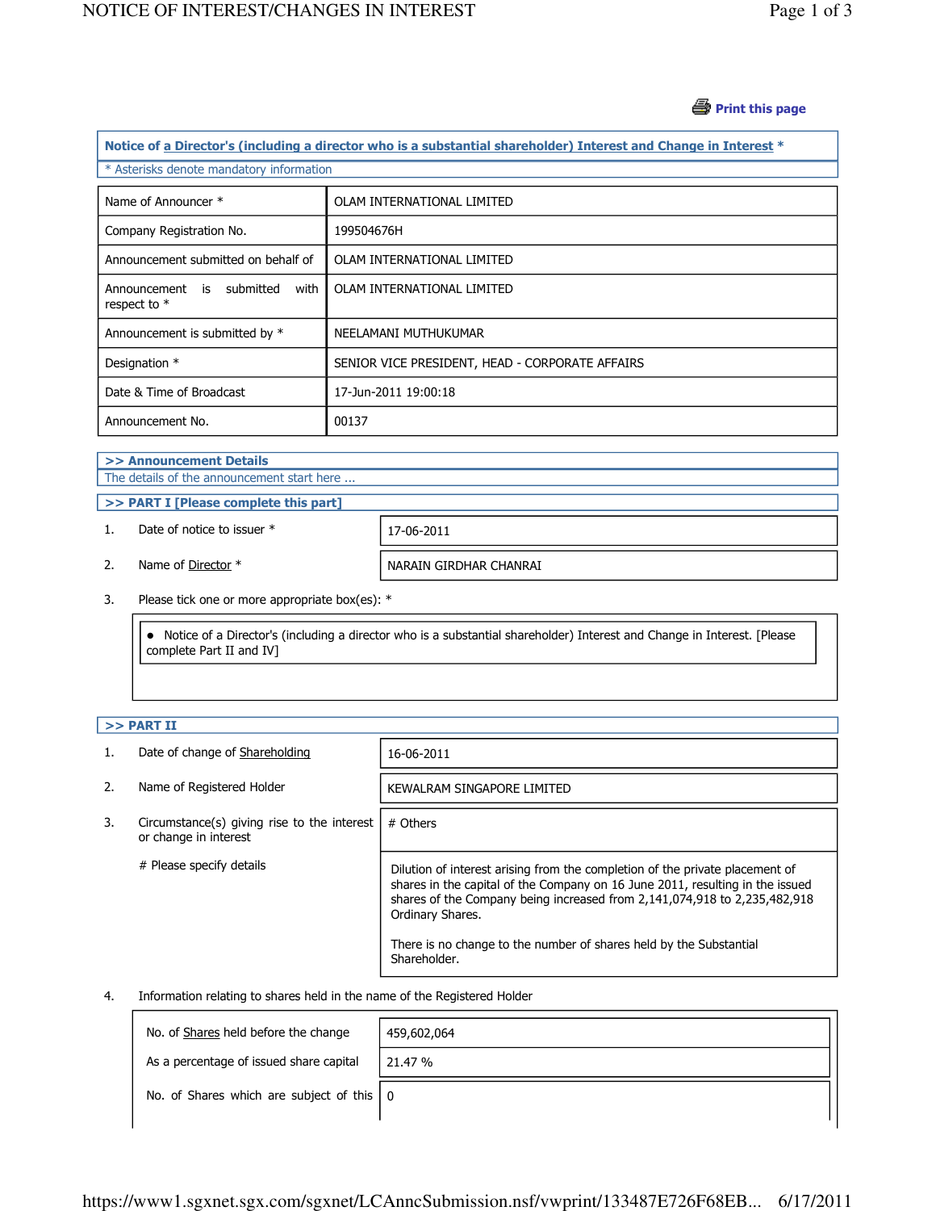Print this page

## Notice of a Director's (including a director who is a substantial shareholder) Interest and Change in Interest *

* Asterisks denote mandatory information

| | |
|---|---|
| Name of Announcer * | OLAM INTERNATIONAL LIMITED |
| Company Registration No. | 199504676H |
| Announcement submitted on behalf of | OLAM INTERNATIONAL LIMITED |
| Announcement is submitted with respect to * | OLAM INTERNATIONAL LIMITED |
| Announcement is submitted by * | NEELAMANI MUTHUKUMAR |
| Designation * | SENIOR VICE PRESIDENT, HEAD - CORPORATE AFFAIRS |
| Date & Time of Broadcast | 17-Jun-2011 19:00:18 |
| Announcement No. | 00137 |

### >> Announcement Details

The details of the announcement start here ...

### >> PART I [Please complete this part]

1. Date of notice to issuer *: 17-06-2011

2. Name of Director *: NARAIN GIRDHAR CHANRAI

3. Please tick one or more appropriate box(es): *

   - Notice of a Director's (including a director who is a substantial shareholder) Interest and Change in Interest. [Please complete Part II and IV]

### >> PART II

1. Date of change of Shareholding: 16-06-2011

2. Name of Registered Holder: KEWALRAM SINGAPORE LIMITED

3. Circumstance(s) giving rise to the interest or change in interest: # Others

   # Please specify details:

   Dilution of interest arising from the completion of the private placement of shares in the capital of the Company on 16 June 2011, resulting in the issued shares of the Company being increased from 2,141,074,918 to 2,235,482,918 Ordinary Shares.

   There is no change to the number of shares held by the Substantial Shareholder.

4. Information relating to shares held in the name of the Registered Holder

| | |
|---|---|
| No. of Shares held before the change | 459,602,064 |
| As a percentage of issued share capital | 21.47 % |
| No. of Shares which are subject of this | 0 |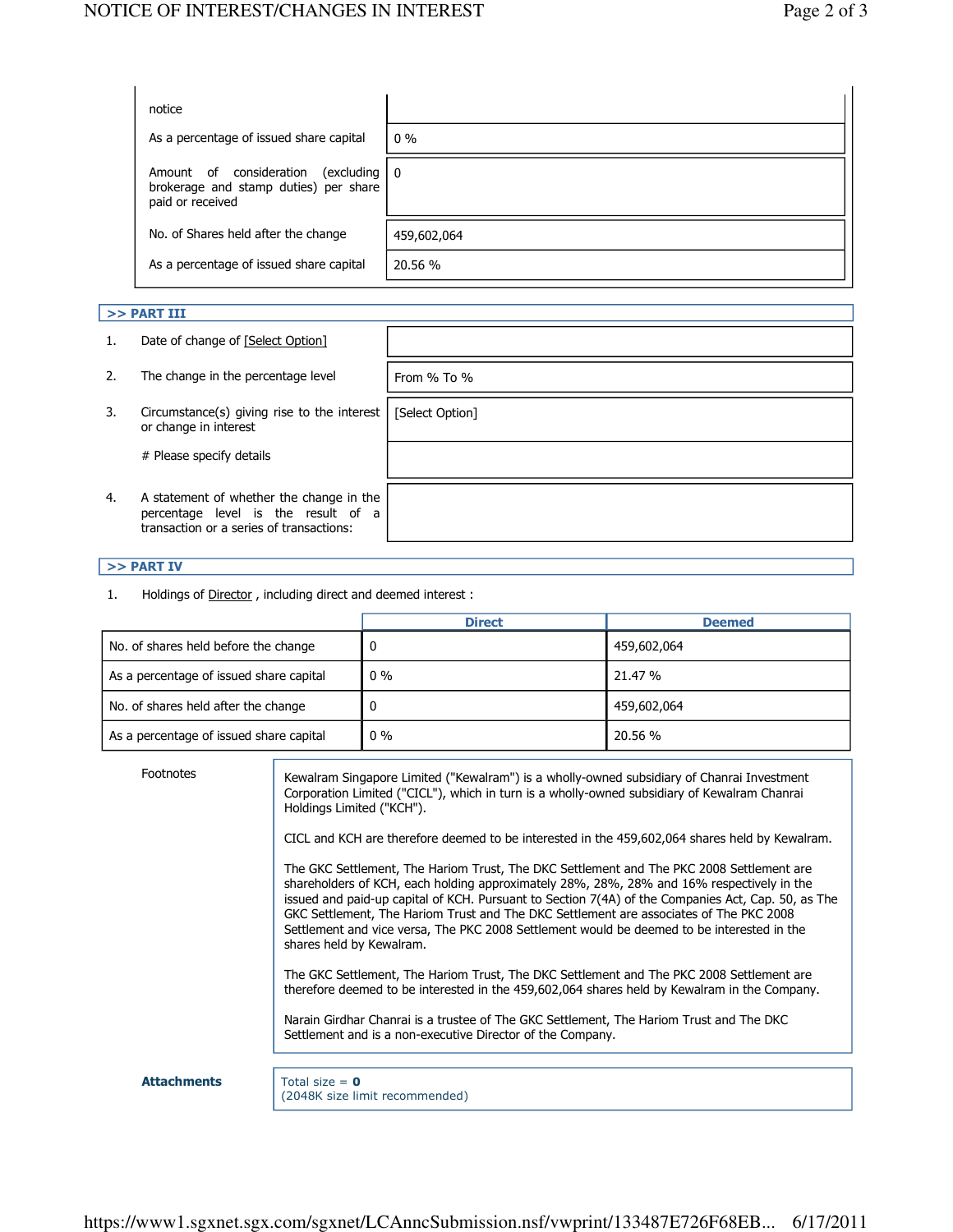| notice | |
|---|---|
| As a percentage of issued share capital | 0 % |
| Amount of consideration (excluding brokerage and stamp duties) per share paid or received | 0 |
| No. of Shares held after the change | 459,602,064 |
| As a percentage of issued share capital | 20.56 % |

## >> PART III

| | | |
|---|---|---|
| 1. | Date of change of [Select Option] | |
| 2. | The change in the percentage level | From % To % |
| 3. | Circumstance(s) giving rise to the interest or change in interest | [Select Option] |
| | # Please specify details | |
| 4. | A statement of whether the change in the percentage level is the result of a transaction or a series of transactions: | |

## >> PART IV

1. Holdings of Director , including direct and deemed interest :

| | Direct | Deemed |
|---|---|---|
| No. of shares held before the change | 0 | 459,602,064 |
| As a percentage of issued share capital | 0 % | 21.47 % |
| No. of shares held after the change | 0 | 459,602,064 |
| As a percentage of issued share capital | 0 % | 20.56 % |

**Footnotes**

Kewalram Singapore Limited ("Kewalram") is a wholly-owned subsidiary of Chanrai Investment Corporation Limited ("CICL"), which in turn is a wholly-owned subsidiary of Kewalram Chanrai Holdings Limited ("KCH").

CICL and KCH are therefore deemed to be interested in the 459,602,064 shares held by Kewalram.

The GKC Settlement, The Hariom Trust, The DKC Settlement and The PKC 2008 Settlement are shareholders of KCH, each holding approximately 28%, 28%, 28% and 16% respectively in the issued and paid-up capital of KCH. Pursuant to Section 7(4A) of the Companies Act, Cap. 50, as The GKC Settlement, The Hariom Trust and The DKC Settlement are associates of The PKC 2008 Settlement and vice versa, The PKC 2008 Settlement would be deemed to be interested in the shares held by Kewalram.

The GKC Settlement, The Hariom Trust, The DKC Settlement and The PKC 2008 Settlement are therefore deemed to be interested in the 459,602,064 shares held by Kewalram in the Company.

Narain Girdhar Chanrai is a trustee of The GKC Settlement, The Hariom Trust and The DKC Settlement and is a non-executive Director of the Company.

**Attachments**

Total size = **0**
(2048K size limit recommended)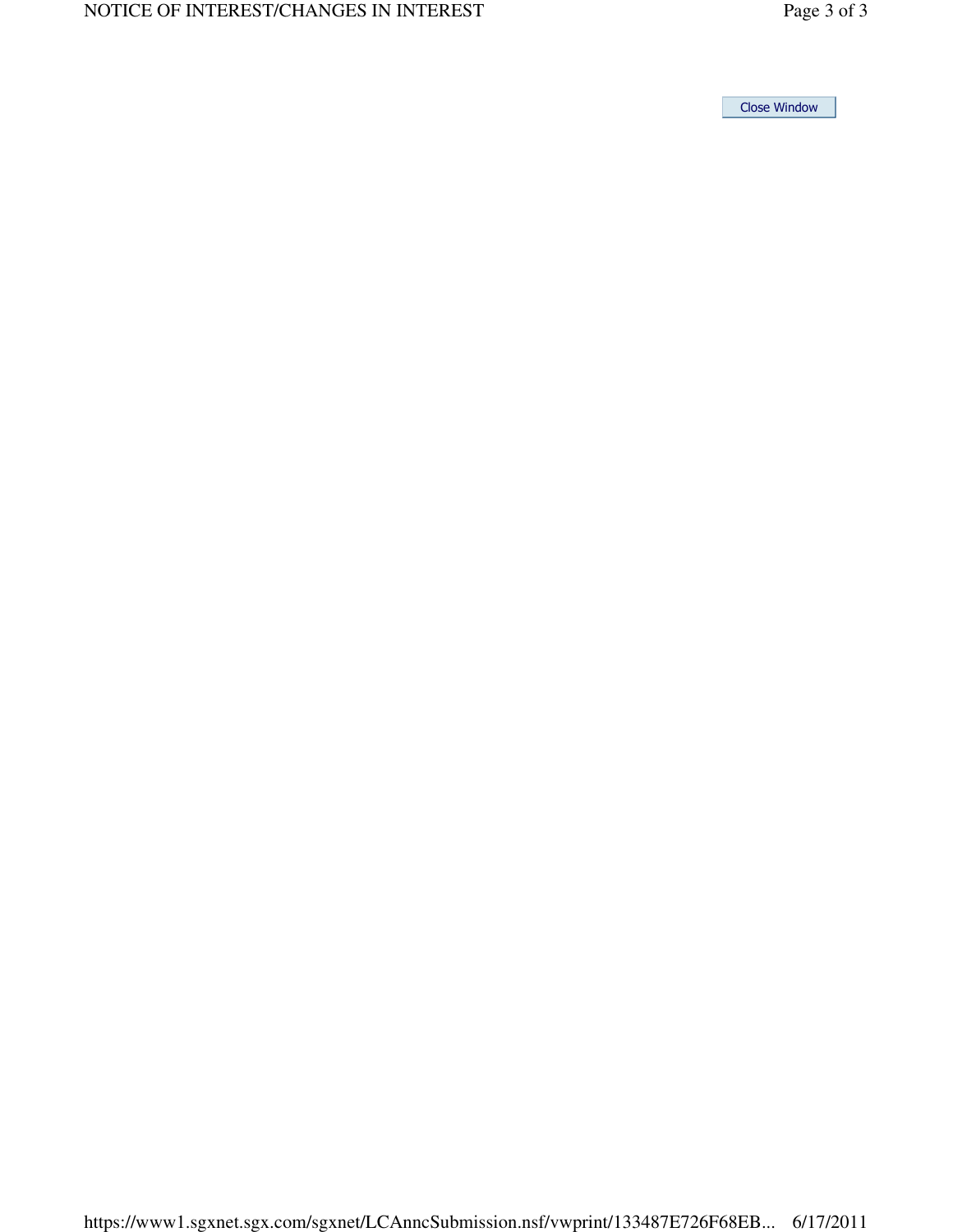Close Window